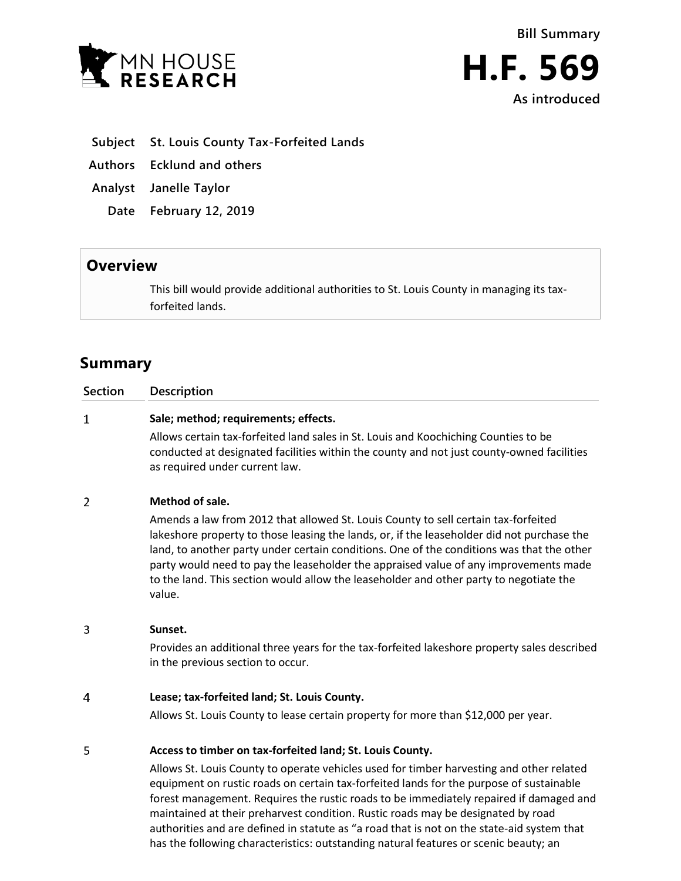Bill Summary

# H.F. 569

As introduced

**Subject** St. Louis County Tax-Forfeited Lands

**Authors** Ecklund and others

**Analyst** Janelle Taylor

**Date** February 12, 2019

## Overview

This bill would provide additional authorities to St. Louis County in managing its tax-forfeited lands.

## Summary

| Section | Description |
| --- | --- |
| 1 | **Sale; method; requirements; effects.**<br>Allows certain tax-forfeited land sales in St. Louis and Koochiching Counties to be conducted at designated facilities within the county and not just county-owned facilities as required under current law. |
| 2 | **Method of sale.**<br>Amends a law from 2012 that allowed St. Louis County to sell certain tax-forfeited lakeshore property to those leasing the lands, or, if the leaseholder did not purchase the land, to another party under certain conditions. One of the conditions was that the other party would need to pay the leaseholder the appraised value of any improvements made to the land. This section would allow the leaseholder and other party to negotiate the value. |
| 3 | **Sunset.**<br>Provides an additional three years for the tax-forfeited lakeshore property sales described in the previous section to occur. |
| 4 | **Lease; tax-forfeited land; St. Louis County.**<br>Allows St. Louis County to lease certain property for more than $12,000 per year. |
| 5 | **Access to timber on tax-forfeited land; St. Louis County.**<br>Allows St. Louis County to operate vehicles used for timber harvesting and other related equipment on rustic roads on certain tax-forfeited lands for the purpose of sustainable forest management. Requires the rustic roads to be immediately repaired if damaged and maintained at their preharvest condition. Rustic roads may be designated by road authorities and are defined in statute as "a road that is not on the state-aid system that has the following characteristics: outstanding natural features or scenic beauty; an |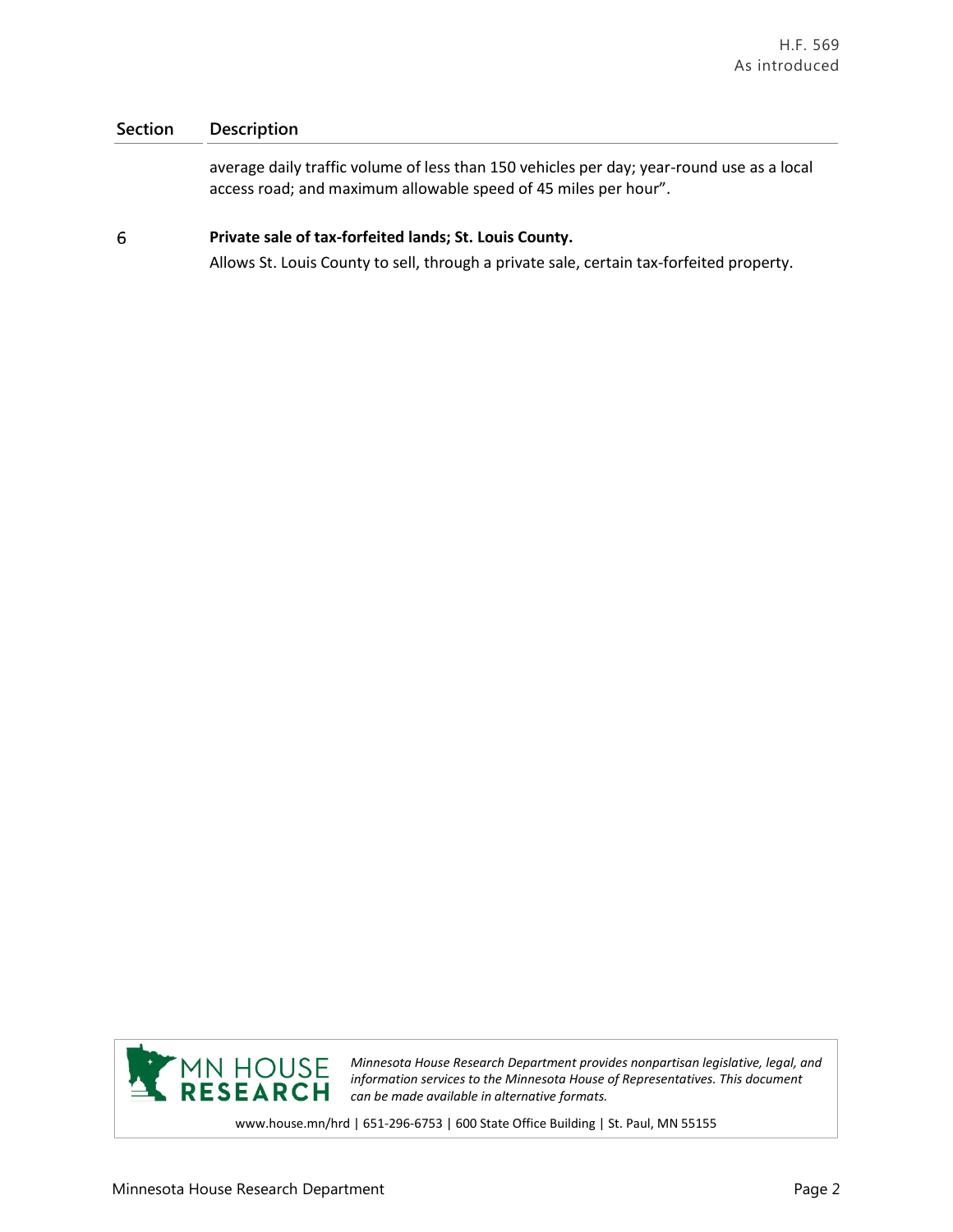| Section | Description |
| --- | --- |
| | average daily traffic volume of less than 150 vehicles per day; year-round use as a local access road; and maximum allowable speed of 45 miles per hour”. |
| 6 | **Private sale of tax-forfeited lands; St. Louis County.** Allows St. Louis County to sell, through a private sale, certain tax-forfeited property. |

MN HOUSE RESEARCH

*Minnesota House Research Department provides nonpartisan legislative, legal, and information services to the Minnesota House of Representatives. This document can be made available in alternative formats.*

www.house.mn/hrd | 651-296-6753 | 600 State Office Building | St. Paul, MN 55155